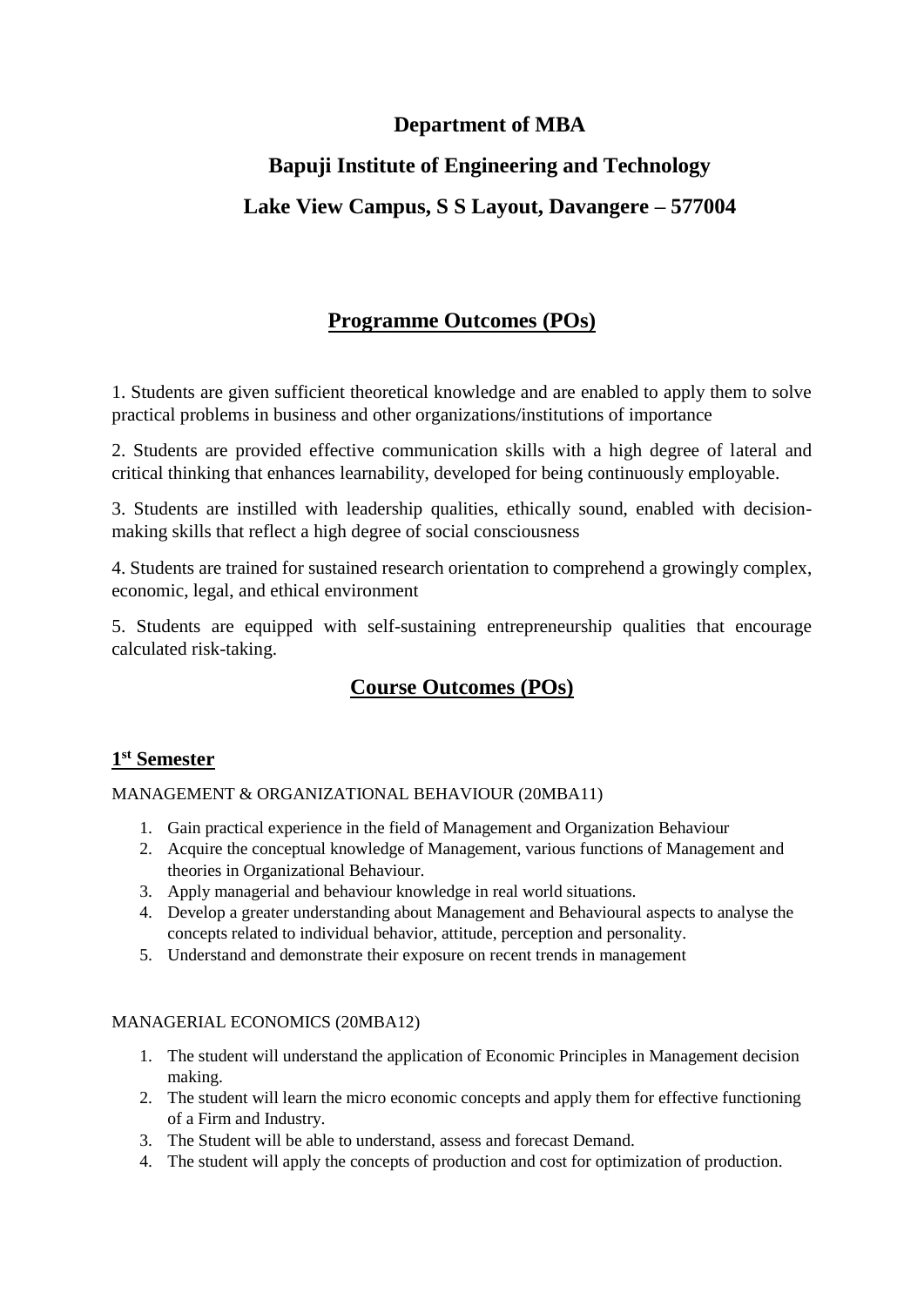# Department of MBA

# Bapuji Institute of Engineering and Technology

# Lake View Campus, S S Layout, Davangere – 577004

## Programme Outcomes (POs)

1. Students are given sufficient theoretical knowledge and are enabled to apply them to solve practical problems in business and other organizations/institutions of importance

2. Students are provided effective communication skills with a high degree of lateral and critical thinking that enhances learnability, developed for being continuously employable.

3. Students are instilled with leadership qualities, ethically sound, enabled with decision-making skills that reflect a high degree of social consciousness

4. Students are trained for sustained research orientation to comprehend a growingly complex, economic, legal, and ethical environment

5. Students are equipped with self-sustaining entrepreneurship qualities that encourage calculated risk-taking.

## Course Outcomes (POs)

### 1st Semester

MANAGEMENT & ORGANIZATIONAL BEHAVIOUR (20MBA11)

1. Gain practical experience in the field of Management and Organization Behaviour
2. Acquire the conceptual knowledge of Management, various functions of Management and theories in Organizational Behaviour.
3. Apply managerial and behaviour knowledge in real world situations.
4. Develop a greater understanding about Management and Behavioural aspects to analyse the concepts related to individual behavior, attitude, perception and personality.
5. Understand and demonstrate their exposure on recent trends in management

MANAGERIAL ECONOMICS (20MBA12)

1. The student will understand the application of Economic Principles in Management decision making.
2. The student will learn the micro economic concepts and apply them for effective functioning of a Firm and Industry.
3. The Student will be able to understand, assess and forecast Demand.
4. The student will apply the concepts of production and cost for optimization of production.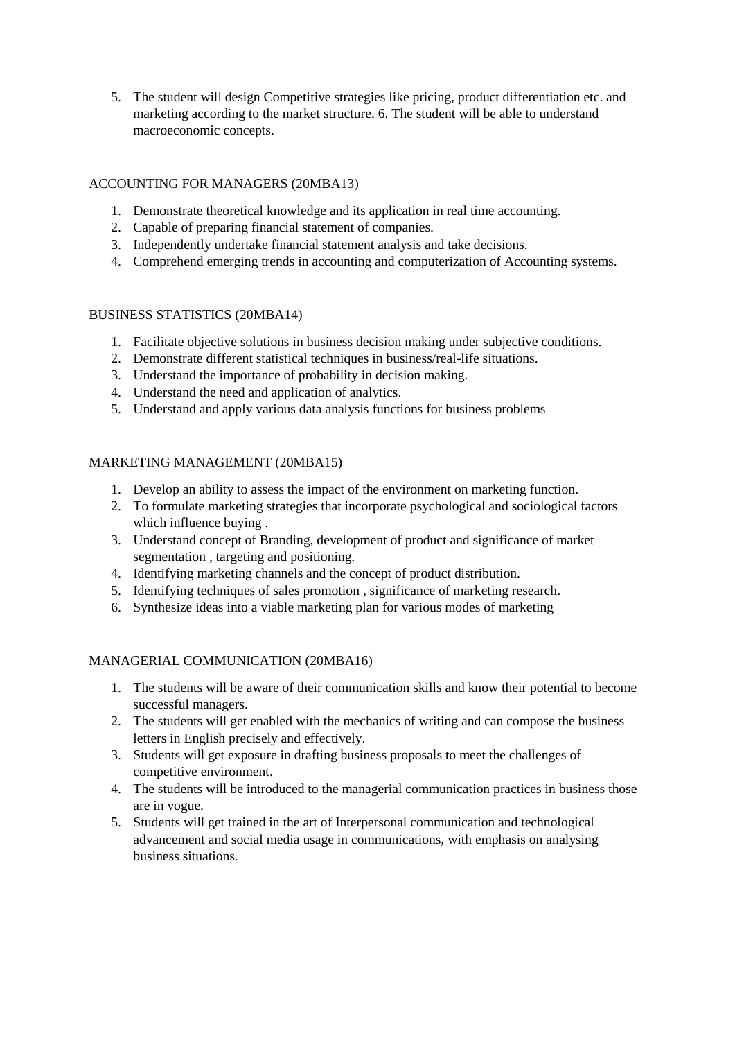5. The student will design Competitive strategies like pricing, product differentiation etc. and marketing according to the market structure. 6. The student will be able to understand macroeconomic concepts.

ACCOUNTING FOR MANAGERS (20MBA13)

1. Demonstrate theoretical knowledge and its application in real time accounting.
2. Capable of preparing financial statement of companies.
3. Independently undertake financial statement analysis and take decisions.
4. Comprehend emerging trends in accounting and computerization of Accounting systems.

BUSINESS STATISTICS (20MBA14)

1. Facilitate objective solutions in business decision making under subjective conditions.
2. Demonstrate different statistical techniques in business/real-life situations.
3. Understand the importance of probability in decision making.
4. Understand the need and application of analytics.
5. Understand and apply various data analysis functions for business problems

MARKETING MANAGEMENT (20MBA15)

1. Develop an ability to assess the impact of the environment on marketing function.
2. To formulate marketing strategies that incorporate psychological and sociological factors which influence buying .
3. Understand concept of Branding, development of product and significance of market segmentation , targeting and positioning.
4. Identifying marketing channels and the concept of product distribution.
5. Identifying techniques of sales promotion , significance of marketing research.
6. Synthesize ideas into a viable marketing plan for various modes of marketing

MANAGERIAL COMMUNICATION (20MBA16)

1. The students will be aware of their communication skills and know their potential to become successful managers.
2. The students will get enabled with the mechanics of writing and can compose the business letters in English precisely and effectively.
3. Students will get exposure in drafting business proposals to meet the challenges of competitive environment.
4. The students will be introduced to the managerial communication practices in business those are in vogue.
5. Students will get trained in the art of Interpersonal communication and technological advancement and social media usage in communications, with emphasis on analysing business situations.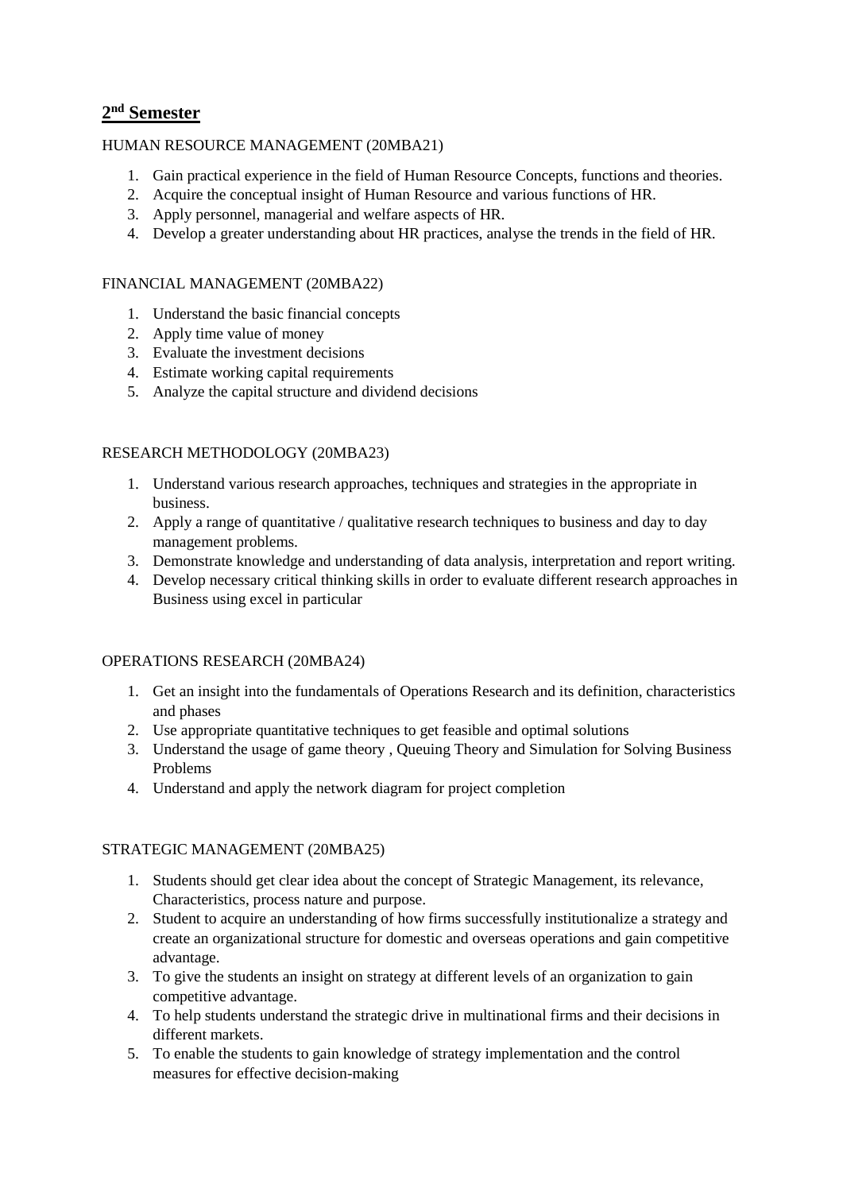## 2nd Semester

HUMAN RESOURCE MANAGEMENT (20MBA21)

1. Gain practical experience in the field of Human Resource Concepts, functions and theories.
2. Acquire the conceptual insight of Human Resource and various functions of HR.
3. Apply personnel, managerial and welfare aspects of HR.
4. Develop a greater understanding about HR practices, analyse the trends in the field of HR.

FINANCIAL MANAGEMENT (20MBA22)

1. Understand the basic financial concepts
2. Apply time value of money
3. Evaluate the investment decisions
4. Estimate working capital requirements
5. Analyze the capital structure and dividend decisions

RESEARCH METHODOLOGY (20MBA23)

1. Understand various research approaches, techniques and strategies in the appropriate in business.
2. Apply a range of quantitative / qualitative research techniques to business and day to day management problems.
3. Demonstrate knowledge and understanding of data analysis, interpretation and report writing.
4. Develop necessary critical thinking skills in order to evaluate different research approaches in Business using excel in particular

OPERATIONS RESEARCH (20MBA24)

1. Get an insight into the fundamentals of Operations Research and its definition, characteristics and phases
2. Use appropriate quantitative techniques to get feasible and optimal solutions
3. Understand the usage of game theory , Queuing Theory and Simulation for Solving Business Problems
4. Understand and apply the network diagram for project completion

STRATEGIC MANAGEMENT (20MBA25)

1. Students should get clear idea about the concept of Strategic Management, its relevance, Characteristics, process nature and purpose.
2. Student to acquire an understanding of how firms successfully institutionalize a strategy and create an organizational structure for domestic and overseas operations and gain competitive advantage.
3. To give the students an insight on strategy at different levels of an organization to gain competitive advantage.
4. To help students understand the strategic drive in multinational firms and their decisions in different markets.
5. To enable the students to gain knowledge of strategy implementation and the control measures for effective decision-making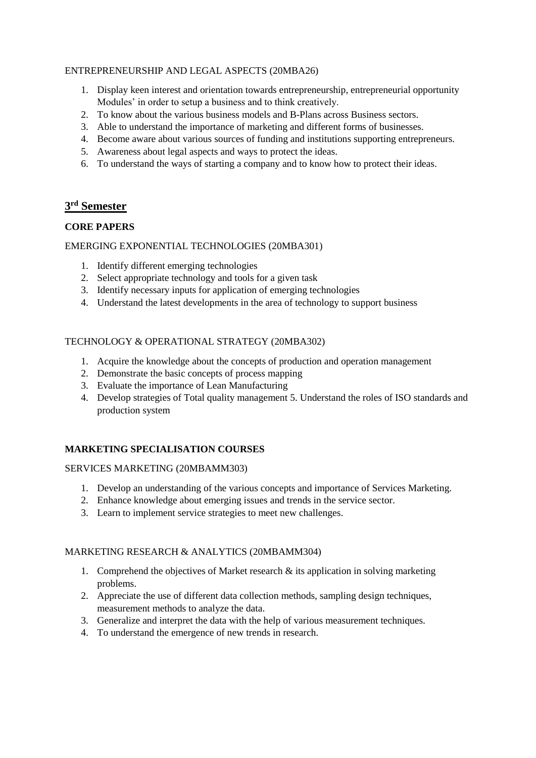ENTREPRENEURSHIP AND LEGAL ASPECTS (20MBA26)

1. Display keen interest and orientation towards entrepreneurship, entrepreneurial opportunity Modules' in order to setup a business and to think creatively.
2. To know about the various business models and B-Plans across Business sectors.
3. Able to understand the importance of marketing and different forms of businesses.
4. Become aware about various sources of funding and institutions supporting entrepreneurs.
5. Awareness about legal aspects and ways to protect the ideas.
6. To understand the ways of starting a company and to know how to protect their ideas.

## 3rd Semester

**CORE PAPERS**

EMERGING EXPONENTIAL TECHNOLOGIES (20MBA301)

1. Identify different emerging technologies
2. Select appropriate technology and tools for a given task
3. Identify necessary inputs for application of emerging technologies
4. Understand the latest developments in the area of technology to support business

TECHNOLOGY & OPERATIONAL STRATEGY (20MBA302)

1. Acquire the knowledge about the concepts of production and operation management
2. Demonstrate the basic concepts of process mapping
3. Evaluate the importance of Lean Manufacturing
4. Develop strategies of Total quality management 5. Understand the roles of ISO standards and production system

**MARKETING SPECIALISATION COURSES**

SERVICES MARKETING (20MBAMM303)

1. Develop an understanding of the various concepts and importance of Services Marketing.
2. Enhance knowledge about emerging issues and trends in the service sector.
3. Learn to implement service strategies to meet new challenges.

MARKETING RESEARCH & ANALYTICS (20MBAMM304)

1. Comprehend the objectives of Market research & its application in solving marketing problems.
2. Appreciate the use of different data collection methods, sampling design techniques, measurement methods to analyze the data.
3. Generalize and interpret the data with the help of various measurement techniques.
4. To understand the emergence of new trends in research.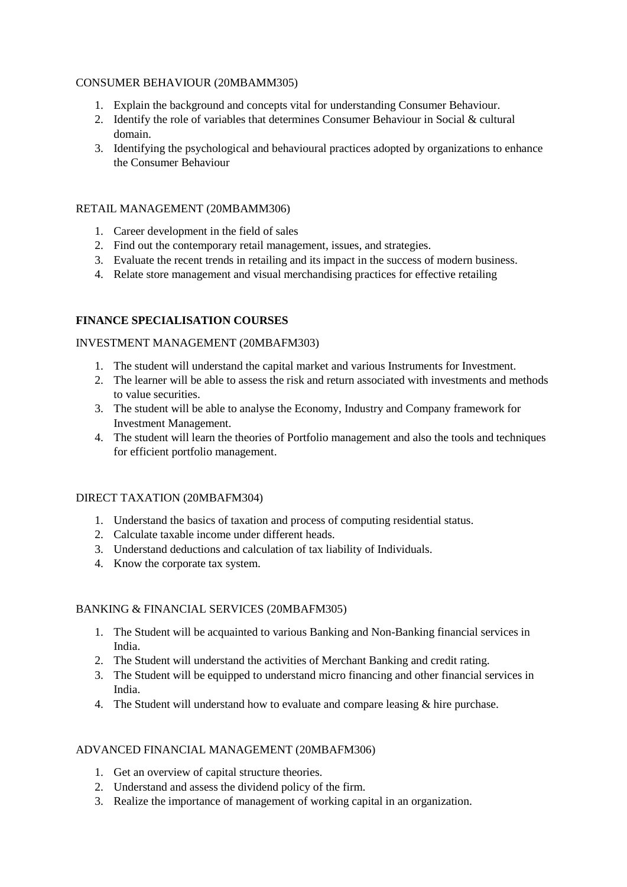CONSUMER BEHAVIOUR (20MBAMM305)

1. Explain the background and concepts vital for understanding Consumer Behaviour.
2. Identify the role of variables that determines Consumer Behaviour in Social & cultural domain.
3. Identifying the psychological and behavioural practices adopted by organizations to enhance the Consumer Behaviour

RETAIL MANAGEMENT (20MBAMM306)

1. Career development in the field of sales
2. Find out the contemporary retail management, issues, and strategies.
3. Evaluate the recent trends in retailing and its impact in the success of modern business.
4. Relate store management and visual merchandising practices for effective retailing

**FINANCE SPECIALISATION COURSES**

INVESTMENT MANAGEMENT (20MBAFM303)

1. The student will understand the capital market and various Instruments for Investment.
2. The learner will be able to assess the risk and return associated with investments and methods to value securities.
3. The student will be able to analyse the Economy, Industry and Company framework for Investment Management.
4. The student will learn the theories of Portfolio management and also the tools and techniques for efficient portfolio management.

DIRECT TAXATION (20MBAFM304)

1. Understand the basics of taxation and process of computing residential status.
2. Calculate taxable income under different heads.
3. Understand deductions and calculation of tax liability of Individuals.
4. Know the corporate tax system.

BANKING & FINANCIAL SERVICES (20MBAFM305)

1. The Student will be acquainted to various Banking and Non-Banking financial services in India.
2. The Student will understand the activities of Merchant Banking and credit rating.
3. The Student will be equipped to understand micro financing and other financial services in India.
4. The Student will understand how to evaluate and compare leasing & hire purchase.

ADVANCED FINANCIAL MANAGEMENT (20MBAFM306)

1. Get an overview of capital structure theories.
2. Understand and assess the dividend policy of the firm.
3. Realize the importance of management of working capital in an organization.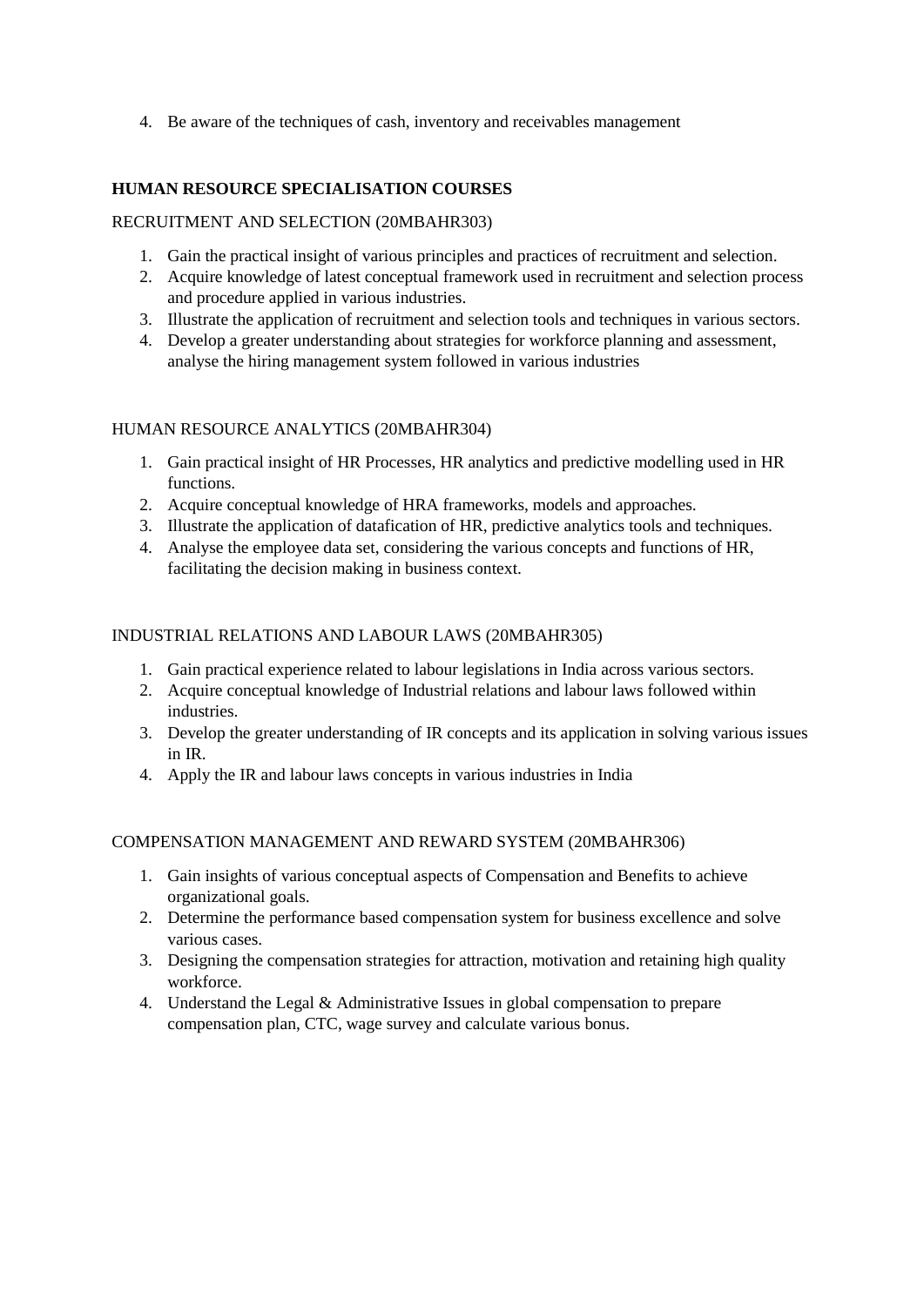4. Be aware of the techniques of cash, inventory and receivables management

## HUMAN RESOURCE SPECIALISATION COURSES

### RECRUITMENT AND SELECTION (20MBAHR303)

1. Gain the practical insight of various principles and practices of recruitment and selection.
2. Acquire knowledge of latest conceptual framework used in recruitment and selection process and procedure applied in various industries.
3. Illustrate the application of recruitment and selection tools and techniques in various sectors.
4. Develop a greater understanding about strategies for workforce planning and assessment, analyse the hiring management system followed in various industries

### HUMAN RESOURCE ANALYTICS (20MBAHR304)

1. Gain practical insight of HR Processes, HR analytics and predictive modelling used in HR functions.
2. Acquire conceptual knowledge of HRA frameworks, models and approaches.
3. Illustrate the application of datafication of HR, predictive analytics tools and techniques.
4. Analyse the employee data set, considering the various concepts and functions of HR, facilitating the decision making in business context.

### INDUSTRIAL RELATIONS AND LABOUR LAWS (20MBAHR305)

1. Gain practical experience related to labour legislations in India across various sectors.
2. Acquire conceptual knowledge of Industrial relations and labour laws followed within industries.
3. Develop the greater understanding of IR concepts and its application in solving various issues in IR.
4. Apply the IR and labour laws concepts in various industries in India

### COMPENSATION MANAGEMENT AND REWARD SYSTEM (20MBAHR306)

1. Gain insights of various conceptual aspects of Compensation and Benefits to achieve organizational goals.
2. Determine the performance based compensation system for business excellence and solve various cases.
3. Designing the compensation strategies for attraction, motivation and retaining high quality workforce.
4. Understand the Legal & Administrative Issues in global compensation to prepare compensation plan, CTC, wage survey and calculate various bonus.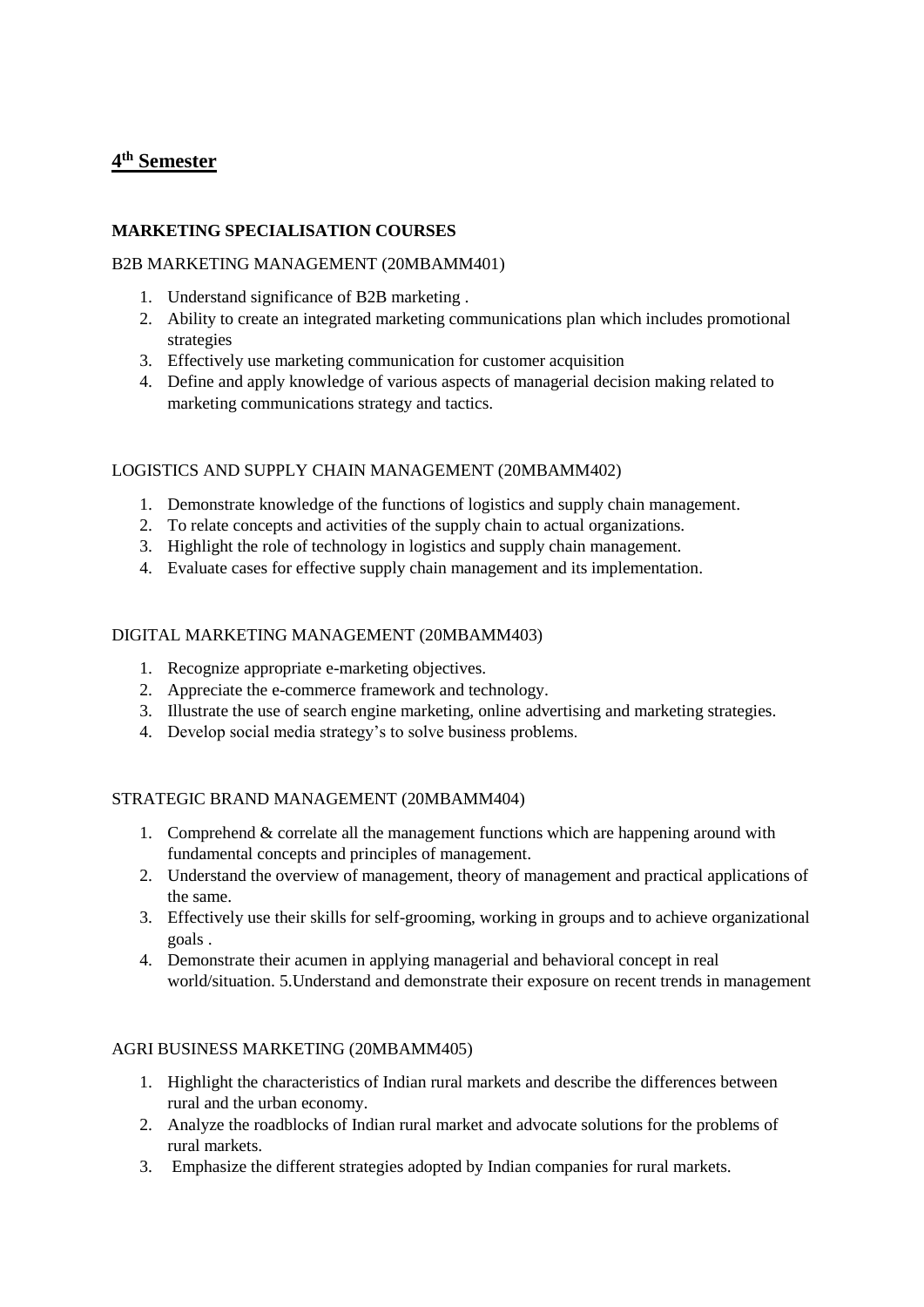## 4th Semester

### MARKETING SPECIALISATION COURSES

B2B MARKETING MANAGEMENT (20MBAMM401)

1. Understand significance of B2B marketing .
2. Ability to create an integrated marketing communications plan which includes promotional strategies
3. Effectively use marketing communication for customer acquisition
4. Define and apply knowledge of various aspects of managerial decision making related to marketing communications strategy and tactics.

LOGISTICS AND SUPPLY CHAIN MANAGEMENT (20MBAMM402)

1. Demonstrate knowledge of the functions of logistics and supply chain management.
2. To relate concepts and activities of the supply chain to actual organizations.
3. Highlight the role of technology in logistics and supply chain management.
4. Evaluate cases for effective supply chain management and its implementation.

DIGITAL MARKETING MANAGEMENT (20MBAMM403)

1. Recognize appropriate e-marketing objectives.
2. Appreciate the e-commerce framework and technology.
3. Illustrate the use of search engine marketing, online advertising and marketing strategies.
4. Develop social media strategy's to solve business problems.

STRATEGIC BRAND MANAGEMENT (20MBAMM404)

1. Comprehend & correlate all the management functions which are happening around with fundamental concepts and principles of management.
2. Understand the overview of management, theory of management and practical applications of the same.
3. Effectively use their skills for self-grooming, working in groups and to achieve organizational goals .
4. Demonstrate their acumen in applying managerial and behavioral concept in real world/situation. 5.Understand and demonstrate their exposure on recent trends in management

AGRI BUSINESS MARKETING (20MBAMM405)

1. Highlight the characteristics of Indian rural markets and describe the differences between rural and the urban economy.
2. Analyze the roadblocks of Indian rural market and advocate solutions for the problems of rural markets.
3. Emphasize the different strategies adopted by Indian companies for rural markets.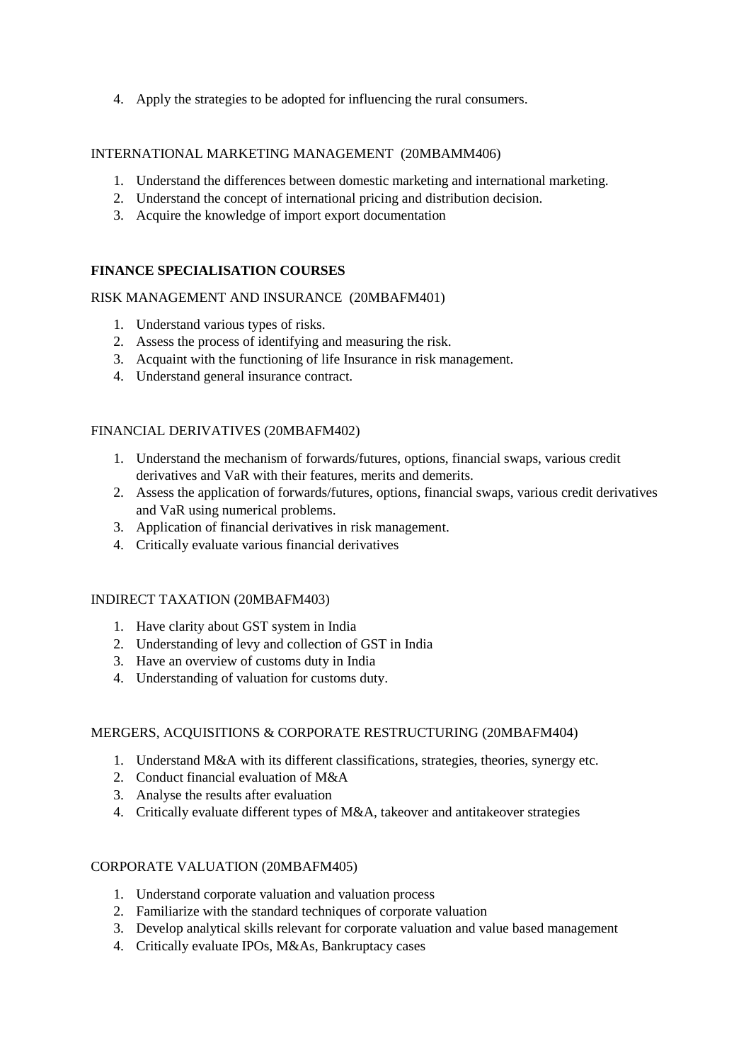4. Apply the strategies to be adopted for influencing the rural consumers.

INTERNATIONAL MARKETING MANAGEMENT (20MBAMM406)

1. Understand the differences between domestic marketing and international marketing.
2. Understand the concept of international pricing and distribution decision.
3. Acquire the knowledge of import export documentation

**FINANCE SPECIALISATION COURSES**

RISK MANAGEMENT AND INSURANCE (20MBAFM401)

1. Understand various types of risks.
2. Assess the process of identifying and measuring the risk.
3. Acquaint with the functioning of life Insurance in risk management.
4. Understand general insurance contract.

FINANCIAL DERIVATIVES (20MBAFM402)

1. Understand the mechanism of forwards/futures, options, financial swaps, various credit derivatives and VaR with their features, merits and demerits.
2. Assess the application of forwards/futures, options, financial swaps, various credit derivatives and VaR using numerical problems.
3. Application of financial derivatives in risk management.
4. Critically evaluate various financial derivatives

INDIRECT TAXATION (20MBAFM403)

1. Have clarity about GST system in India
2. Understanding of levy and collection of GST in India
3. Have an overview of customs duty in India
4. Understanding of valuation for customs duty.

MERGERS, ACQUISITIONS & CORPORATE RESTRUCTURING (20MBAFM404)

1. Understand M&A with its different classifications, strategies, theories, synergy etc.
2. Conduct financial evaluation of M&A
3. Analyse the results after evaluation
4. Critically evaluate different types of M&A, takeover and antitakeover strategies

CORPORATE VALUATION (20MBAFM405)

1. Understand corporate valuation and valuation process
2. Familiarize with the standard techniques of corporate valuation
3. Develop analytical skills relevant for corporate valuation and value based management
4. Critically evaluate IPOs, M&As, Bankruptcy cases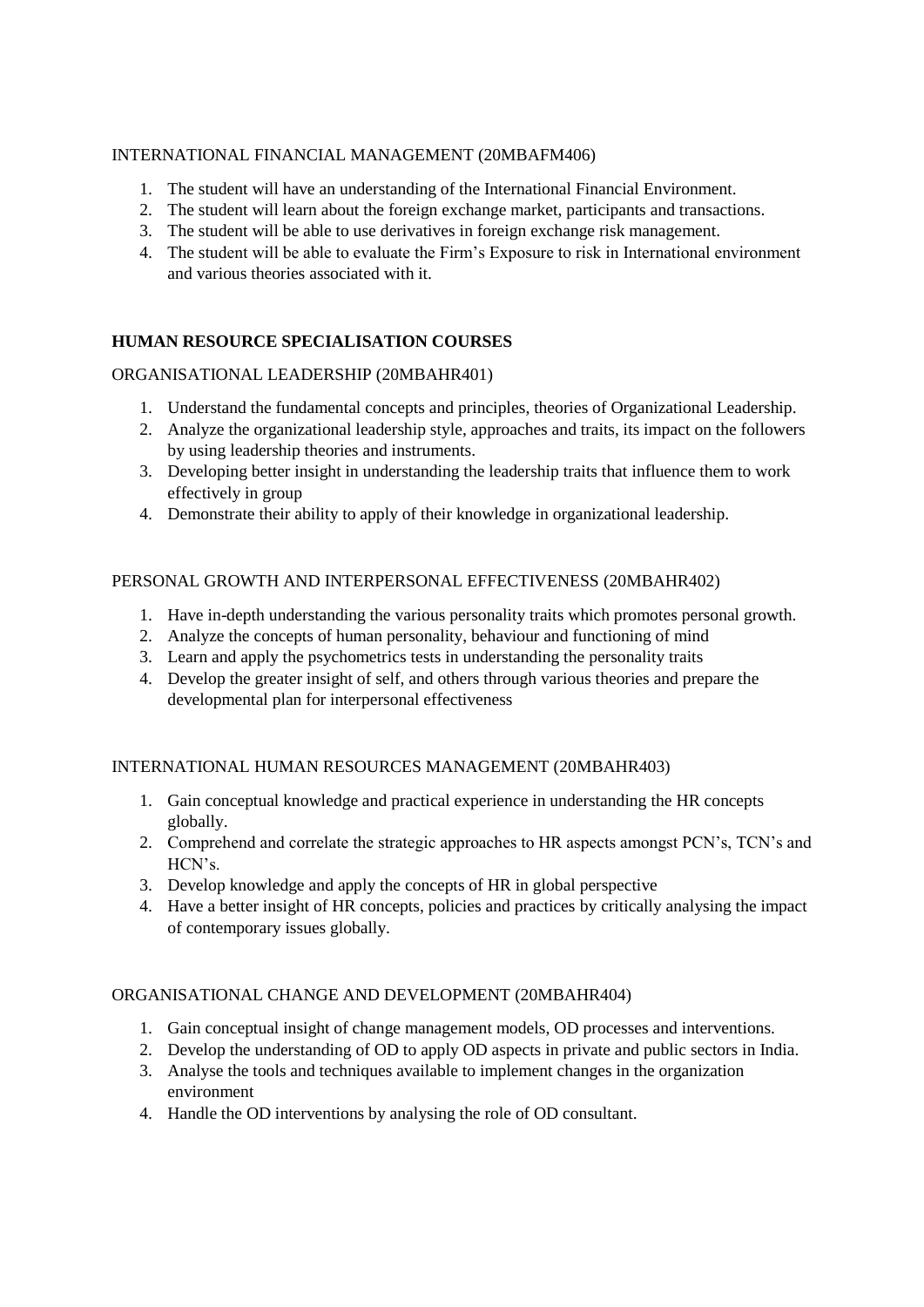INTERNATIONAL FINANCIAL MANAGEMENT (20MBAFM406)

1. The student will have an understanding of the International Financial Environment.
2. The student will learn about the foreign exchange market, participants and transactions.
3. The student will be able to use derivatives in foreign exchange risk management.
4. The student will be able to evaluate the Firm's Exposure to risk in International environment and various theories associated with it.

**HUMAN RESOURCE SPECIALISATION COURSES**

ORGANISATIONAL LEADERSHIP (20MBAHR401)

1. Understand the fundamental concepts and principles, theories of Organizational Leadership.
2. Analyze the organizational leadership style, approaches and traits, its impact on the followers by using leadership theories and instruments.
3. Developing better insight in understanding the leadership traits that influence them to work effectively in group
4. Demonstrate their ability to apply of their knowledge in organizational leadership.

PERSONAL GROWTH AND INTERPERSONAL EFFECTIVENESS (20MBAHR402)

1. Have in-depth understanding the various personality traits which promotes personal growth.
2. Analyze the concepts of human personality, behaviour and functioning of mind
3. Learn and apply the psychometrics tests in understanding the personality traits
4. Develop the greater insight of self, and others through various theories and prepare the developmental plan for interpersonal effectiveness

INTERNATIONAL HUMAN RESOURCES MANAGEMENT (20MBAHR403)

1. Gain conceptual knowledge and practical experience in understanding the HR concepts globally.
2. Comprehend and correlate the strategic approaches to HR aspects amongst PCN's, TCN's and HCN's.
3. Develop knowledge and apply the concepts of HR in global perspective
4. Have a better insight of HR concepts, policies and practices by critically analysing the impact of contemporary issues globally.

ORGANISATIONAL CHANGE AND DEVELOPMENT (20MBAHR404)

1. Gain conceptual insight of change management models, OD processes and interventions.
2. Develop the understanding of OD to apply OD aspects in private and public sectors in India.
3. Analyse the tools and techniques available to implement changes in the organization environment
4. Handle the OD interventions by analysing the role of OD consultant.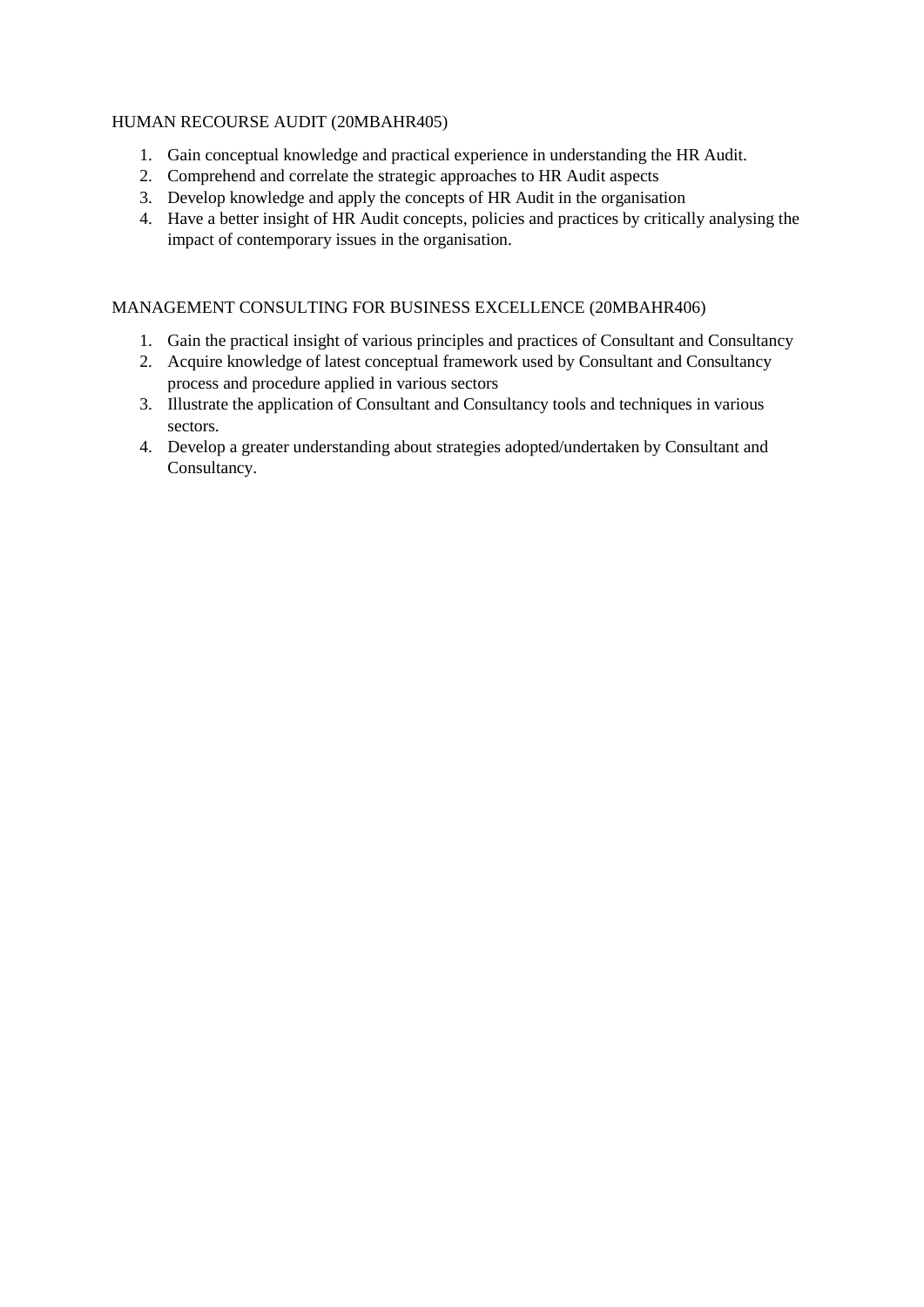HUMAN RECOURSE AUDIT (20MBAHR405)

1. Gain conceptual knowledge and practical experience in understanding the HR Audit.
2. Comprehend and correlate the strategic approaches to HR Audit aspects
3. Develop knowledge and apply the concepts of HR Audit in the organisation
4. Have a better insight of HR Audit concepts, policies and practices by critically analysing the impact of contemporary issues in the organisation.

MANAGEMENT CONSULTING FOR BUSINESS EXCELLENCE (20MBAHR406)

1. Gain the practical insight of various principles and practices of Consultant and Consultancy
2. Acquire knowledge of latest conceptual framework used by Consultant and Consultancy process and procedure applied in various sectors
3. Illustrate the application of Consultant and Consultancy tools and techniques in various sectors.
4. Develop a greater understanding about strategies adopted/undertaken by Consultant and Consultancy.